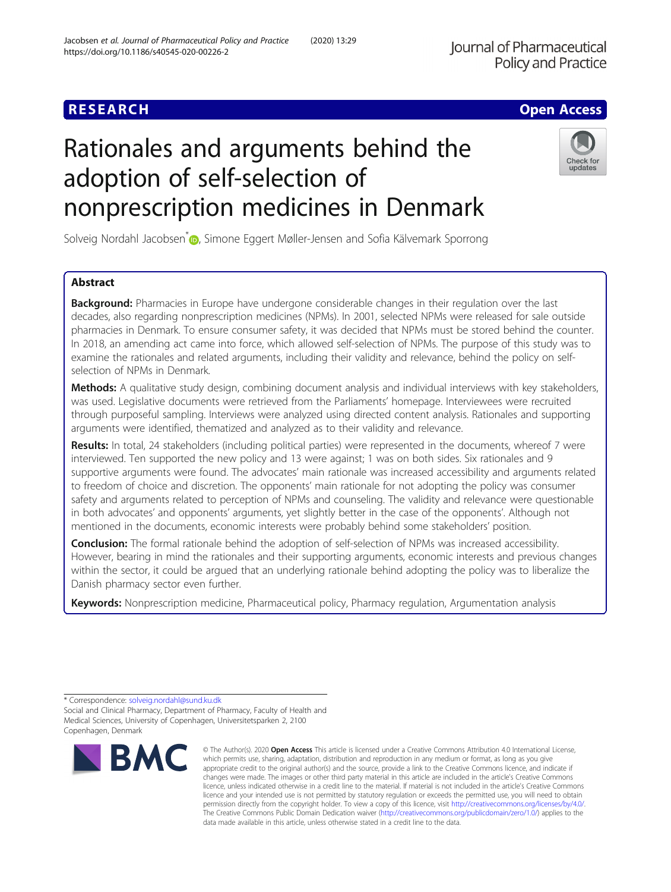RESEARCH

Open Access

# Rationales and arguments behind the adoption of self-selection of nonprescription medicines in Denmark

Solveig Nordahl Jacobsen*, Simone Eggert Møller-Jensen and Sofia Kälvemark Sporrong

## Abstract

**Background:** Pharmacies in Europe have undergone considerable changes in their regulation over the last decades, also regarding nonprescription medicines (NPMs). In 2001, selected NPMs were released for sale outside pharmacies in Denmark. To ensure consumer safety, it was decided that NPMs must be stored behind the counter. In 2018, an amending act came into force, which allowed self-selection of NPMs. The purpose of this study was to examine the rationales and related arguments, including their validity and relevance, behind the policy on self-selection of NPMs in Denmark.

**Methods:** A qualitative study design, combining document analysis and individual interviews with key stakeholders, was used. Legislative documents were retrieved from the Parliaments' homepage. Interviewees were recruited through purposeful sampling. Interviews were analyzed using directed content analysis. Rationales and supporting arguments were identified, thematized and analyzed as to their validity and relevance.

**Results:** In total, 24 stakeholders (including political parties) were represented in the documents, whereof 7 were interviewed. Ten supported the new policy and 13 were against; 1 was on both sides. Six rationales and 9 supportive arguments were found. The advocates' main rationale was increased accessibility and arguments related to freedom of choice and discretion. The opponents' main rationale for not adopting the policy was consumer safety and arguments related to perception of NPMs and counseling. The validity and relevance were questionable in both advocates' and opponents' arguments, yet slightly better in the case of the opponents'. Although not mentioned in the documents, economic interests were probably behind some stakeholders' position.

**Conclusion:** The formal rationale behind the adoption of self-selection of NPMs was increased accessibility. However, bearing in mind the rationales and their supporting arguments, economic interests and previous changes within the sector, it could be argued that an underlying rationale behind adopting the policy was to liberalize the Danish pharmacy sector even further.

**Keywords:** Nonprescription medicine, Pharmaceutical policy, Pharmacy regulation, Argumentation analysis

---

* Correspondence: solveig.nordahl@sund.ku.dk
Social and Clinical Pharmacy, Department of Pharmacy, Faculty of Health and Medical Sciences, University of Copenhagen, Universitetsparken 2, 2100 Copenhagen, Denmark

© The Author(s). 2020 **Open Access** This article is licensed under a Creative Commons Attribution 4.0 International License, which permits use, sharing, adaptation, distribution and reproduction in any medium or format, as long as you give appropriate credit to the original author(s) and the source, provide a link to the Creative Commons licence, and indicate if changes were made. The images or other third party material in this article are included in the article's Creative Commons licence, unless indicated otherwise in a credit line to the material. If material is not included in the article's Creative Commons licence and your intended use is not permitted by statutory regulation or exceeds the permitted use, you will need to obtain permission directly from the copyright holder. To view a copy of this licence, visit http://creativecommons.org/licenses/by/4.0/. The Creative Commons Public Domain Dedication waiver (http://creativecommons.org/publicdomain/zero/1.0/) applies to the data made available in this article, unless otherwise stated in a credit line to the data.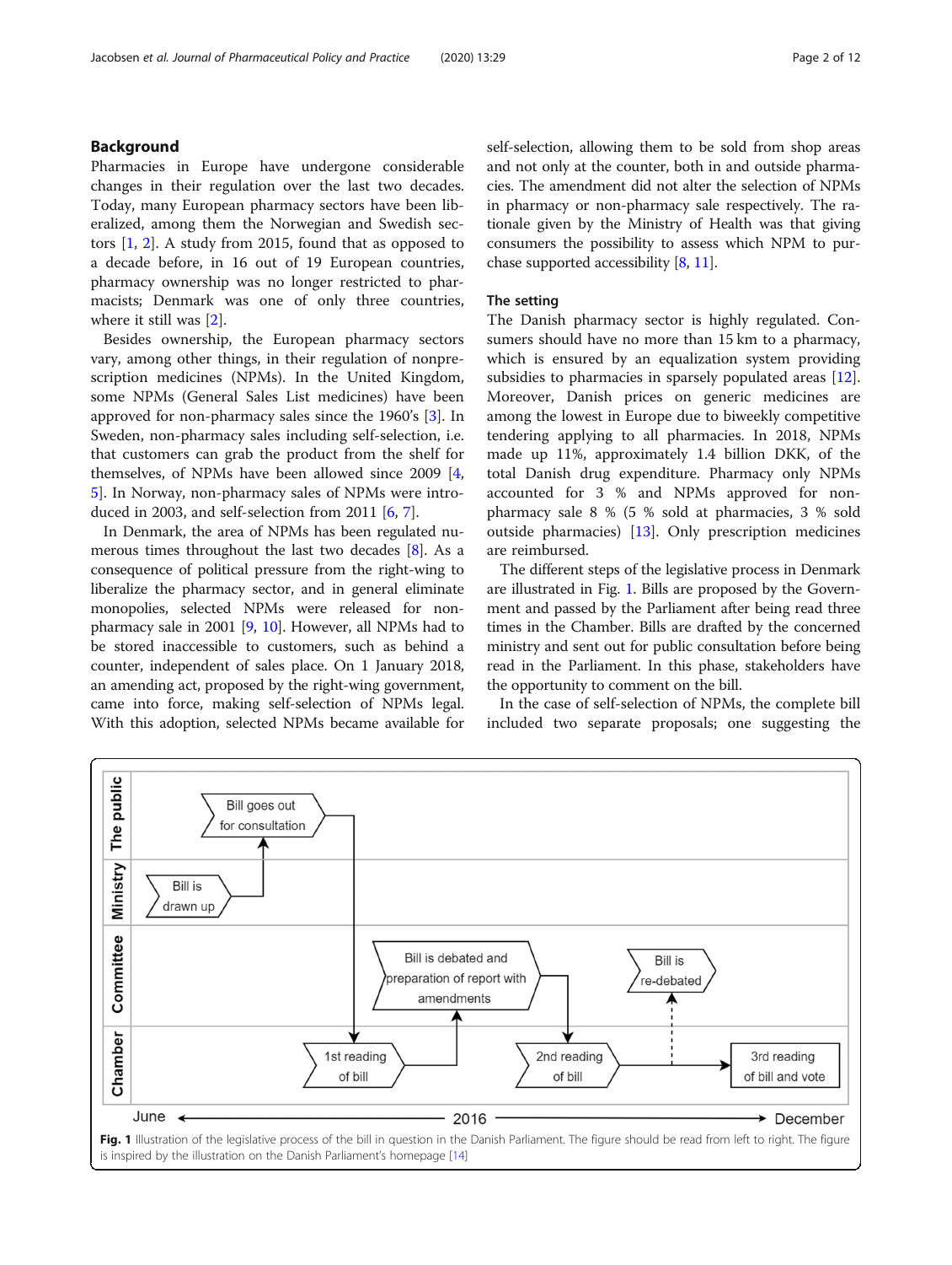## Background

Pharmacies in Europe have undergone considerable changes in their regulation over the last two decades. Today, many European pharmacy sectors have been liberalized, among them the Norwegian and Swedish sectors [1, 2]. A study from 2015, found that as opposed to a decade before, in 16 out of 19 European countries, pharmacy ownership was no longer restricted to pharmacists; Denmark was one of only three countries, where it still was [2].

Besides ownership, the European pharmacy sectors vary, among other things, in their regulation of nonprescription medicines (NPMs). In the United Kingdom, some NPMs (General Sales List medicines) have been approved for non-pharmacy sales since the 1960's [3]. In Sweden, non-pharmacy sales including self-selection, i.e. that customers can grab the product from the shelf for themselves, of NPMs have been allowed since 2009 [4, 5]. In Norway, non-pharmacy sales of NPMs were introduced in 2003, and self-selection from 2011 [6, 7].

In Denmark, the area of NPMs has been regulated numerous times throughout the last two decades [8]. As a consequence of political pressure from the right-wing to liberalize the pharmacy sector, and in general eliminate monopolies, selected NPMs were released for non-pharmacy sale in 2001 [9, 10]. However, all NPMs had to be stored inaccessible to customers, such as behind a counter, independent of sales place. On 1 January 2018, an amending act, proposed by the right-wing government, came into force, making self-selection of NPMs legal. With this adoption, selected NPMs became available for self-selection, allowing them to be sold from shop areas and not only at the counter, both in and outside pharmacies. The amendment did not alter the selection of NPMs in pharmacy or non-pharmacy sale respectively. The rationale given by the Ministry of Health was that giving consumers the possibility to assess which NPM to purchase supported accessibility [8, 11].

### The setting

The Danish pharmacy sector is highly regulated. Consumers should have no more than 15 km to a pharmacy, which is ensured by an equalization system providing subsidies to pharmacies in sparsely populated areas [12]. Moreover, Danish prices on generic medicines are among the lowest in Europe due to biweekly competitive tendering applying to all pharmacies. In 2018, NPMs made up 11%, approximately 1.4 billion DKK, of the total Danish drug expenditure. Pharmacy only NPMs accounted for 3 % and NPMs approved for non-pharmacy sale 8 % (5 % sold at pharmacies, 3 % sold outside pharmacies) [13]. Only prescription medicines are reimbursed.

The different steps of the legislative process in Denmark are illustrated in Fig. 1. Bills are proposed by the Government and passed by the Parliament after being read three times in the Chamber. Bills are drafted by the concerned ministry and sent out for public consultation before being read in the Parliament. In this phase, stakeholders have the opportunity to comment on the bill.

In the case of self-selection of NPMs, the complete bill included two separate proposals; one suggesting the

**Fig. 1** Illustration of the legislative process of the bill in question in the Danish Parliament. The figure should be read from left to right. The figure is inspired by the illustration on the Danish Parliament's homepage [14]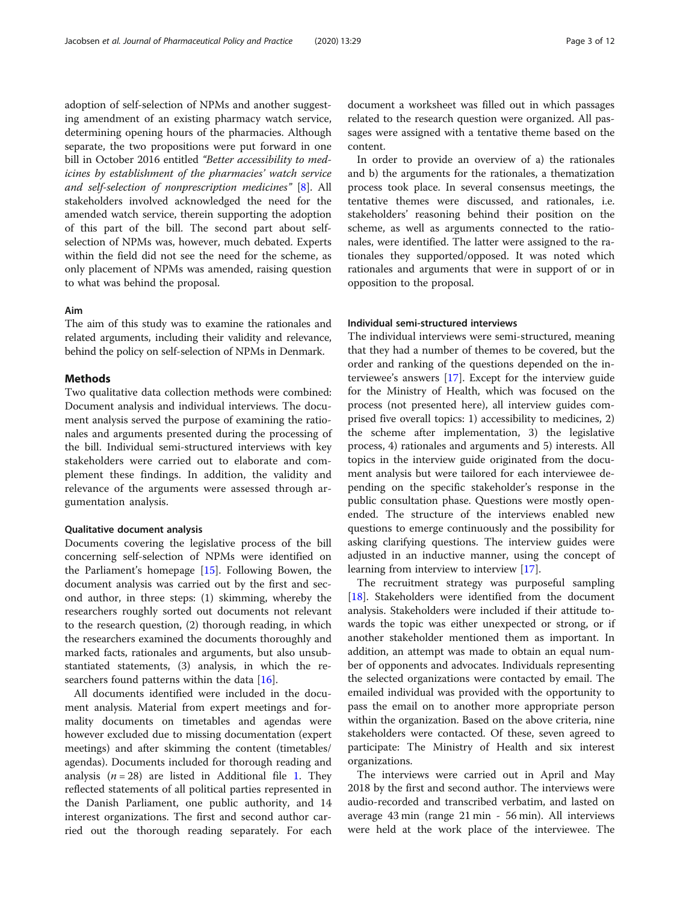adoption of self-selection of NPMs and another suggesting amendment of an existing pharmacy watch service, determining opening hours of the pharmacies. Although separate, the two propositions were put forward in one bill in October 2016 entitled *"Better accessibility to medicines by establishment of the pharmacies' watch service and self-selection of nonprescription medicines"* [8]. All stakeholders involved acknowledged the need for the amended watch service, therein supporting the adoption of this part of the bill. The second part about self-selection of NPMs was, however, much debated. Experts within the field did not see the need for the scheme, as only placement of NPMs was amended, raising question to what was behind the proposal.

### Aim

The aim of this study was to examine the rationales and related arguments, including their validity and relevance, behind the policy on self-selection of NPMs in Denmark.

## Methods

Two qualitative data collection methods were combined: Document analysis and individual interviews. The document analysis served the purpose of examining the rationales and arguments presented during the processing of the bill. Individual semi-structured interviews with key stakeholders were carried out to elaborate and complement these findings. In addition, the validity and relevance of the arguments were assessed through argumentation analysis.

### Qualitative document analysis

Documents covering the legislative process of the bill concerning self-selection of NPMs were identified on the Parliament's homepage [15]. Following Bowen, the document analysis was carried out by the first and second author, in three steps: (1) skimming, whereby the researchers roughly sorted out documents not relevant to the research question, (2) thorough reading, in which the researchers examined the documents thoroughly and marked facts, rationales and arguments, but also unsubstantiated statements, (3) analysis, in which the researchers found patterns within the data [16].

All documents identified were included in the document analysis. Material from expert meetings and formality documents on timetables and agendas were however excluded due to missing documentation (expert meetings) and after skimming the content (timetables/agendas). Documents included for thorough reading and analysis ($n = 28$) are listed in Additional file 1. They reflected statements of all political parties represented in the Danish Parliament, one public authority, and 14 interest organizations. The first and second author carried out the thorough reading separately. For each document a worksheet was filled out in which passages related to the research question were organized. All passages were assigned with a tentative theme based on the content.

In order to provide an overview of a) the rationales and b) the arguments for the rationales, a thematization process took place. In several consensus meetings, the tentative themes were discussed, and rationales, i.e. stakeholders' reasoning behind their position on the scheme, as well as arguments connected to the rationales, were identified. The latter were assigned to the rationales they supported/opposed. It was noted which rationales and arguments that were in support of or in opposition to the proposal.

### Individual semi-structured interviews

The individual interviews were semi-structured, meaning that they had a number of themes to be covered, but the order and ranking of the questions depended on the interviewee's answers [17]. Except for the interview guide for the Ministry of Health, which was focused on the process (not presented here), all interview guides comprised five overall topics: 1) accessibility to medicines, 2) the scheme after implementation, 3) the legislative process, 4) rationales and arguments and 5) interests. All topics in the interview guide originated from the document analysis but were tailored for each interviewee depending on the specific stakeholder's response in the public consultation phase. Questions were mostly open-ended. The structure of the interviews enabled new questions to emerge continuously and the possibility for asking clarifying questions. The interview guides were adjusted in an inductive manner, using the concept of learning from interview to interview [17].

The recruitment strategy was purposeful sampling [18]. Stakeholders were identified from the document analysis. Stakeholders were included if their attitude towards the topic was either unexpected or strong, or if another stakeholder mentioned them as important. In addition, an attempt was made to obtain an equal number of opponents and advocates. Individuals representing the selected organizations were contacted by email. The emailed individual was provided with the opportunity to pass the email on to another more appropriate person within the organization. Based on the above criteria, nine stakeholders were contacted. Of these, seven agreed to participate: The Ministry of Health and six interest organizations.

The interviews were carried out in April and May 2018 by the first and second author. The interviews were audio-recorded and transcribed verbatim, and lasted on average 43 min (range 21 min - 56 min). All interviews were held at the work place of the interviewee. The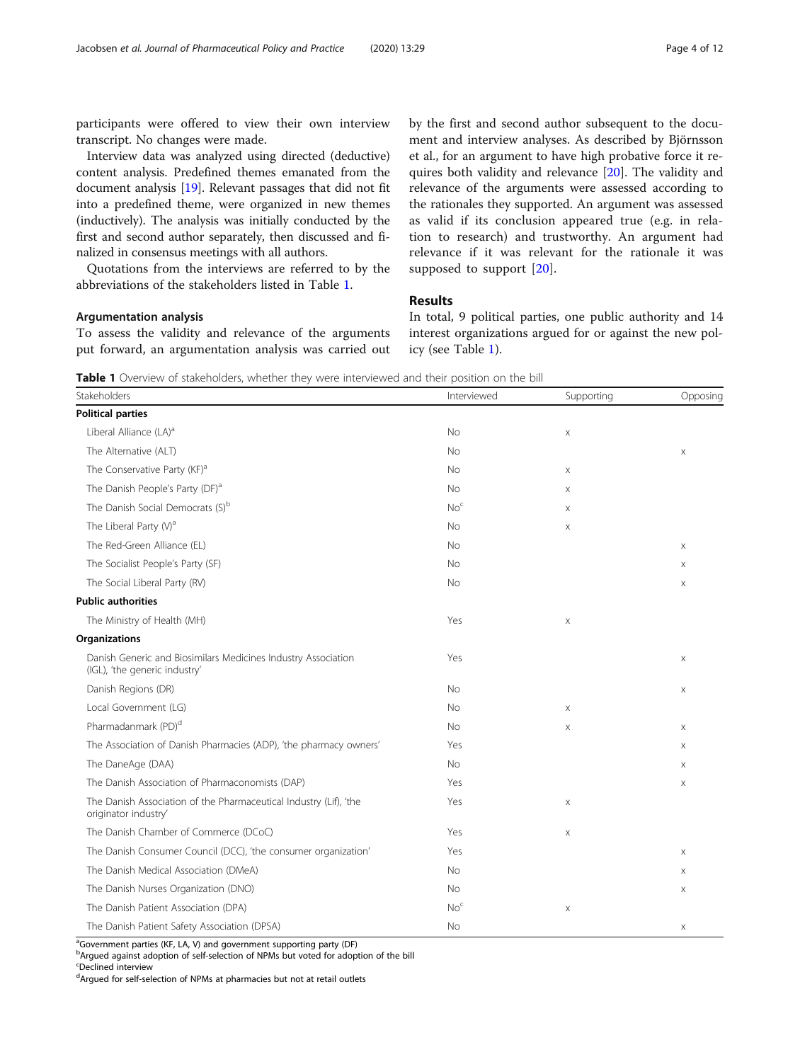participants were offered to view their own interview transcript. No changes were made.

Interview data was analyzed using directed (deductive) content analysis. Predefined themes emanated from the document analysis [19]. Relevant passages that did not fit into a predefined theme, were organized in new themes (inductively). The analysis was initially conducted by the first and second author separately, then discussed and finalized in consensus meetings with all authors.

Quotations from the interviews are referred to by the abbreviations of the stakeholders listed in Table 1.

### Argumentation analysis

To assess the validity and relevance of the arguments put forward, an argumentation analysis was carried out by the first and second author subsequent to the document and interview analyses. As described by Björnsson et al., for an argument to have high probative force it requires both validity and relevance [20]. The validity and relevance of the arguments were assessed according to the rationales they supported. An argument was assessed as valid if its conclusion appeared true (e.g. in relation to research) and trustworthy. An argument had relevance if it was relevant for the rationale it was supposed to support [20].

## Results

In total, 9 political parties, one public authority and 14 interest organizations argued for or against the new policy (see Table 1).

**Table 1** Overview of stakeholders, whether they were interviewed and their position on the bill

| Stakeholders | Interviewed | Supporting | Opposing |
|---|---|---|---|
| **Political parties** | | | |
| Liberal Alliance (LA)[a] | No | x | |
| The Alternative (ALT) | No | | x |
| The Conservative Party (KF)[a] | No | x | |
| The Danish People's Party (DF)[a] | No | x | |
| The Danish Social Democrats (S)[b] | No[c] | x | |
| The Liberal Party (V)[a] | No | x | |
| The Red-Green Alliance (EL) | No | | x |
| The Socialist People's Party (SF) | No | | x |
| The Social Liberal Party (RV) | No | | x |
| **Public authorities** | | | |
| The Ministry of Health (MH) | Yes | x | |
| **Organizations** | | | |
| Danish Generic and Biosimilars Medicines Industry Association (IGL), 'the generic industry' | Yes | | x |
| Danish Regions (DR) | No | | x |
| Local Government (LG) | No | x | |
| Pharmadanmark (PD)[d] | No | x | x |
| The Association of Danish Pharmacies (ADP), 'the pharmacy owners' | Yes | | x |
| The DaneAge (DAA) | No | | x |
| The Danish Association of Pharmaconomists (DAP) | Yes | | x |
| The Danish Association of the Pharmaceutical Industry (Lif), 'the originator industry' | Yes | x | |
| The Danish Chamber of Commerce (DCoC) | Yes | x | |
| The Danish Consumer Council (DCC), 'the consumer organization' | Yes | | x |
| The Danish Medical Association (DMeA) | No | | x |
| The Danish Nurses Organization (DNO) | No | | x |
| The Danish Patient Association (DPA) | No[c] | x | |
| The Danish Patient Safety Association (DPSA) | No | | x |

[a]Government parties (KF, LA, V) and government supporting party (DF)
[b]Argued against adoption of self-selection of NPMs but voted for adoption of the bill
[c]Declined interview
[d]Argued for self-selection of NPMs at pharmacies but not at retail outlets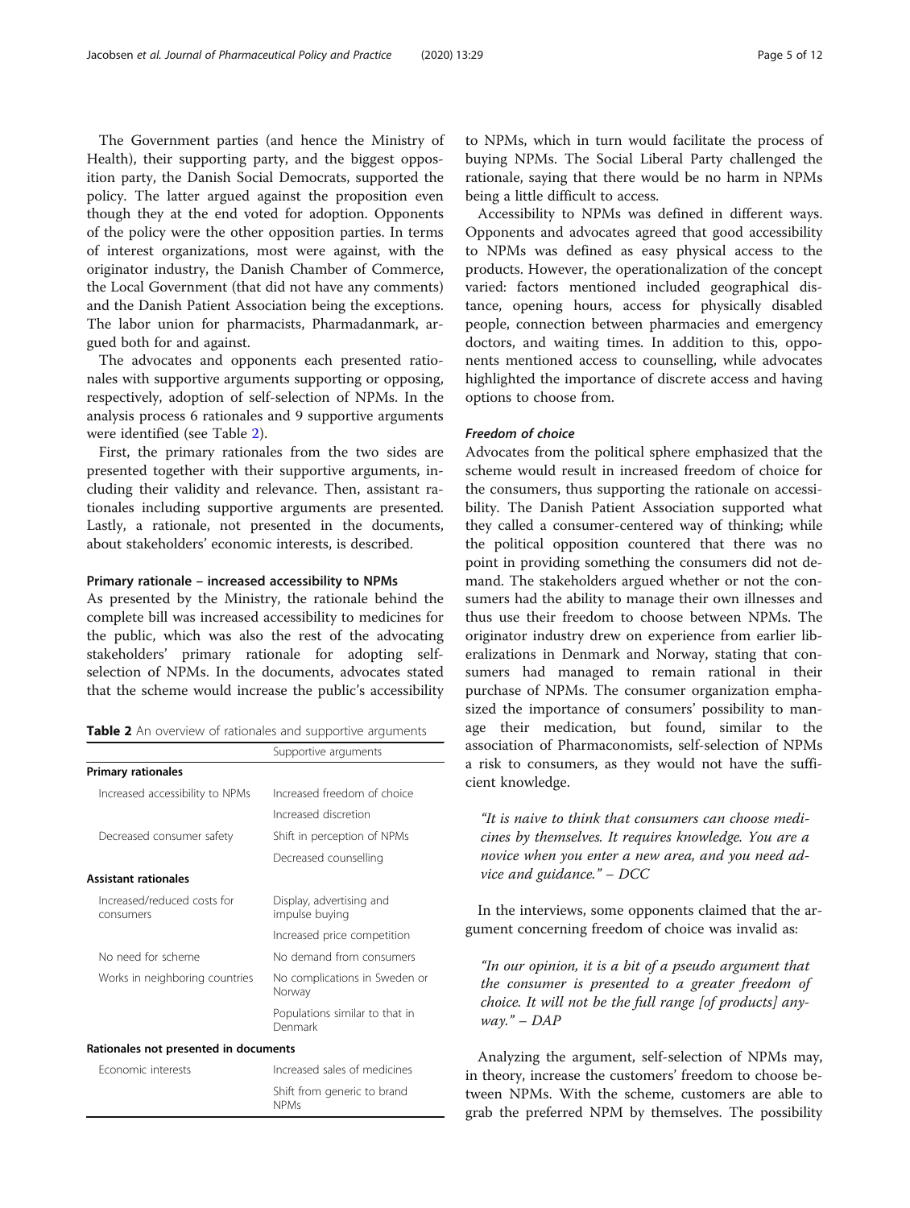The Government parties (and hence the Ministry of Health), their supporting party, and the biggest opposition party, the Danish Social Democrats, supported the policy. The latter argued against the proposition even though they at the end voted for adoption. Opponents of the policy were the other opposition parties. In terms of interest organizations, most were against, with the originator industry, the Danish Chamber of Commerce, the Local Government (that did not have any comments) and the Danish Patient Association being the exceptions. The labor union for pharmacists, Pharmadanmark, argued both for and against.

The advocates and opponents each presented rationales with supportive arguments supporting or opposing, respectively, adoption of self-selection of NPMs. In the analysis process 6 rationales and 9 supportive arguments were identified (see Table 2).

First, the primary rationales from the two sides are presented together with their supportive arguments, including their validity and relevance. Then, assistant rationales including supportive arguments are presented. Lastly, a rationale, not presented in the documents, about stakeholders' economic interests, is described.

### Primary rationale – increased accessibility to NPMs

As presented by the Ministry, the rationale behind the complete bill was increased accessibility to medicines for the public, which was also the rest of the advocating stakeholders' primary rationale for adopting self-selection of NPMs. In the documents, advocates stated that the scheme would increase the public's accessibility to NPMs, which in turn would facilitate the process of buying NPMs. The Social Liberal Party challenged the rationale, saying that there would be no harm in NPMs being a little difficult to access.

**Table 2** An overview of rationales and supportive arguments

| | Supportive arguments |
|---|---|
| **Primary rationales** | |
| Increased accessibility to NPMs | Increased freedom of choice |
| | Increased discretion |
| Decreased consumer safety | Shift in perception of NPMs |
| | Decreased counselling |
| **Assistant rationales** | |
| Increased/reduced costs for consumers | Display, advertising and impulse buying |
| | Increased price competition |
| No need for scheme | No demand from consumers |
| Works in neighboring countries | No complications in Sweden or Norway |
| | Populations similar to that in Denmark |
| **Rationales not presented in documents** | |
| Economic interests | Increased sales of medicines |
| | Shift from generic to brand NPMs |

Accessibility to NPMs was defined in different ways. Opponents and advocates agreed that good accessibility to NPMs was defined as easy physical access to the products. However, the operationalization of the concept varied: factors mentioned included geographical distance, opening hours, access for physically disabled people, connection between pharmacies and emergency doctors, and waiting times. In addition to this, opponents mentioned access to counselling, while advocates highlighted the importance of discrete access and having options to choose from.

#### Freedom of choice

Advocates from the political sphere emphasized that the scheme would result in increased freedom of choice for the consumers, thus supporting the rationale on accessibility. The Danish Patient Association supported what they called a consumer-centered way of thinking; while the political opposition countered that there was no point in providing something the consumers did not demand. The stakeholders argued whether or not the consumers had the ability to manage their own illnesses and thus use their freedom to choose between NPMs. The originator industry drew on experience from earlier liberalizations in Denmark and Norway, stating that consumers had managed to remain rational in their purchase of NPMs. The consumer organization emphasized the importance of consumers' possibility to manage their medication, but found, similar to the association of Pharmaconomists, self-selection of NPMs a risk to consumers, as they would not have the sufficient knowledge.

> *"It is naive to think that consumers can choose medicines by themselves. It requires knowledge. You are a novice when you enter a new area, and you need advice and guidance." – DCC*

In the interviews, some opponents claimed that the argument concerning freedom of choice was invalid as:

> *"In our opinion, it is a bit of a pseudo argument that the consumer is presented to a greater freedom of choice. It will not be the full range [of products] anyway." – DAP*

Analyzing the argument, self-selection of NPMs may, in theory, increase the customers' freedom to choose between NPMs. With the scheme, customers are able to grab the preferred NPM by themselves. The possibility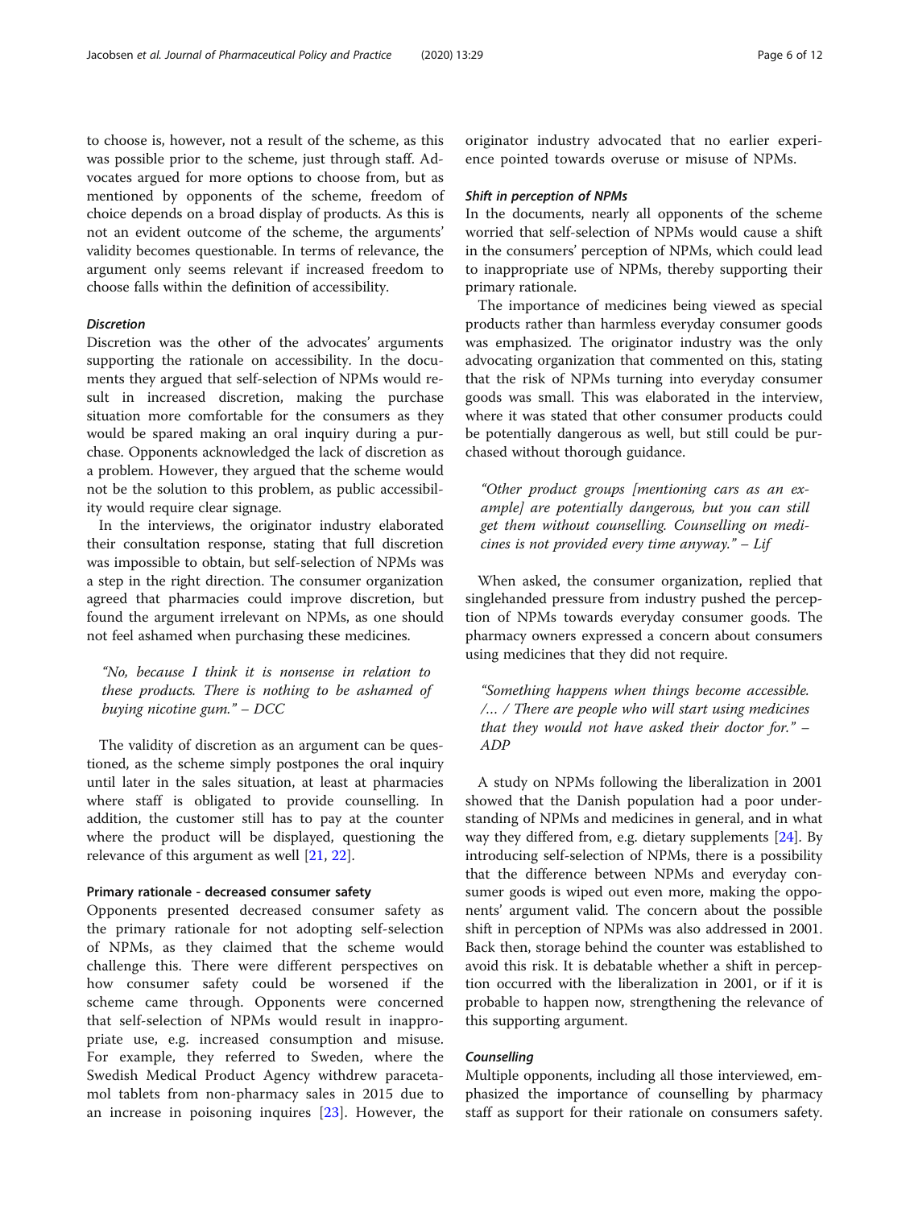to choose is, however, not a result of the scheme, as this was possible prior to the scheme, just through staff. Advocates argued for more options to choose from, but as mentioned by opponents of the scheme, freedom of choice depends on a broad display of products. As this is not an evident outcome of the scheme, the arguments' validity becomes questionable. In terms of relevance, the argument only seems relevant if increased freedom to choose falls within the definition of accessibility.

#### *Discretion*

Discretion was the other of the advocates' arguments supporting the rationale on accessibility. In the documents they argued that self-selection of NPMs would result in increased discretion, making the purchase situation more comfortable for the consumers as they would be spared making an oral inquiry during a purchase. Opponents acknowledged the lack of discretion as a problem. However, they argued that the scheme would not be the solution to this problem, as public accessibility would require clear signage.

In the interviews, the originator industry elaborated their consultation response, stating that full discretion was impossible to obtain, but self-selection of NPMs was a step in the right direction. The consumer organization agreed that pharmacies could improve discretion, but found the argument irrelevant on NPMs, as one should not feel ashamed when purchasing these medicines.

> *"No, because I think it is nonsense in relation to these products. There is nothing to be ashamed of buying nicotine gum."* – DCC

The validity of discretion as an argument can be questioned, as the scheme simply postpones the oral inquiry until later in the sales situation, at least at pharmacies where staff is obligated to provide counselling. In addition, the customer still has to pay at the counter where the product will be displayed, questioning the relevance of this argument as well [21, 22].

### Primary rationale - decreased consumer safety

Opponents presented decreased consumer safety as the primary rationale for not adopting self-selection of NPMs, as they claimed that the scheme would challenge this. There were different perspectives on how consumer safety could be worsened if the scheme came through. Opponents were concerned that self-selection of NPMs would result in inappropriate use, e.g. increased consumption and misuse. For example, they referred to Sweden, where the Swedish Medical Product Agency withdrew paracetamol tablets from non-pharmacy sales in 2015 due to an increase in poisoning inquires [23]. However, the originator industry advocated that no earlier experience pointed towards overuse or misuse of NPMs.

#### *Shift in perception of NPMs*

In the documents, nearly all opponents of the scheme worried that self-selection of NPMs would cause a shift in the consumers' perception of NPMs, which could lead to inappropriate use of NPMs, thereby supporting their primary rationale.

The importance of medicines being viewed as special products rather than harmless everyday consumer goods was emphasized. The originator industry was the only advocating organization that commented on this, stating that the risk of NPMs turning into everyday consumer goods was small. This was elaborated in the interview, where it was stated that other consumer products could be potentially dangerous as well, but still could be purchased without thorough guidance.

> *"Other product groups [mentioning cars as an example] are potentially dangerous, but you can still get them without counselling. Counselling on medicines is not provided every time anyway."* – Lif

When asked, the consumer organization, replied that singlehanded pressure from industry pushed the perception of NPMs towards everyday consumer goods. The pharmacy owners expressed a concern about consumers using medicines that they did not require.

> *"Something happens when things become accessible. /… / There are people who will start using medicines that they would not have asked their doctor for."* – ADP

A study on NPMs following the liberalization in 2001 showed that the Danish population had a poor understanding of NPMs and medicines in general, and in what way they differed from, e.g. dietary supplements [24]. By introducing self-selection of NPMs, there is a possibility that the difference between NPMs and everyday consumer goods is wiped out even more, making the opponents' argument valid. The concern about the possible shift in perception of NPMs was also addressed in 2001. Back then, storage behind the counter was established to avoid this risk. It is debatable whether a shift in perception occurred with the liberalization in 2001, or if it is probable to happen now, strengthening the relevance of this supporting argument.

#### *Counselling*

Multiple opponents, including all those interviewed, emphasized the importance of counselling by pharmacy staff as support for their rationale on consumers safety.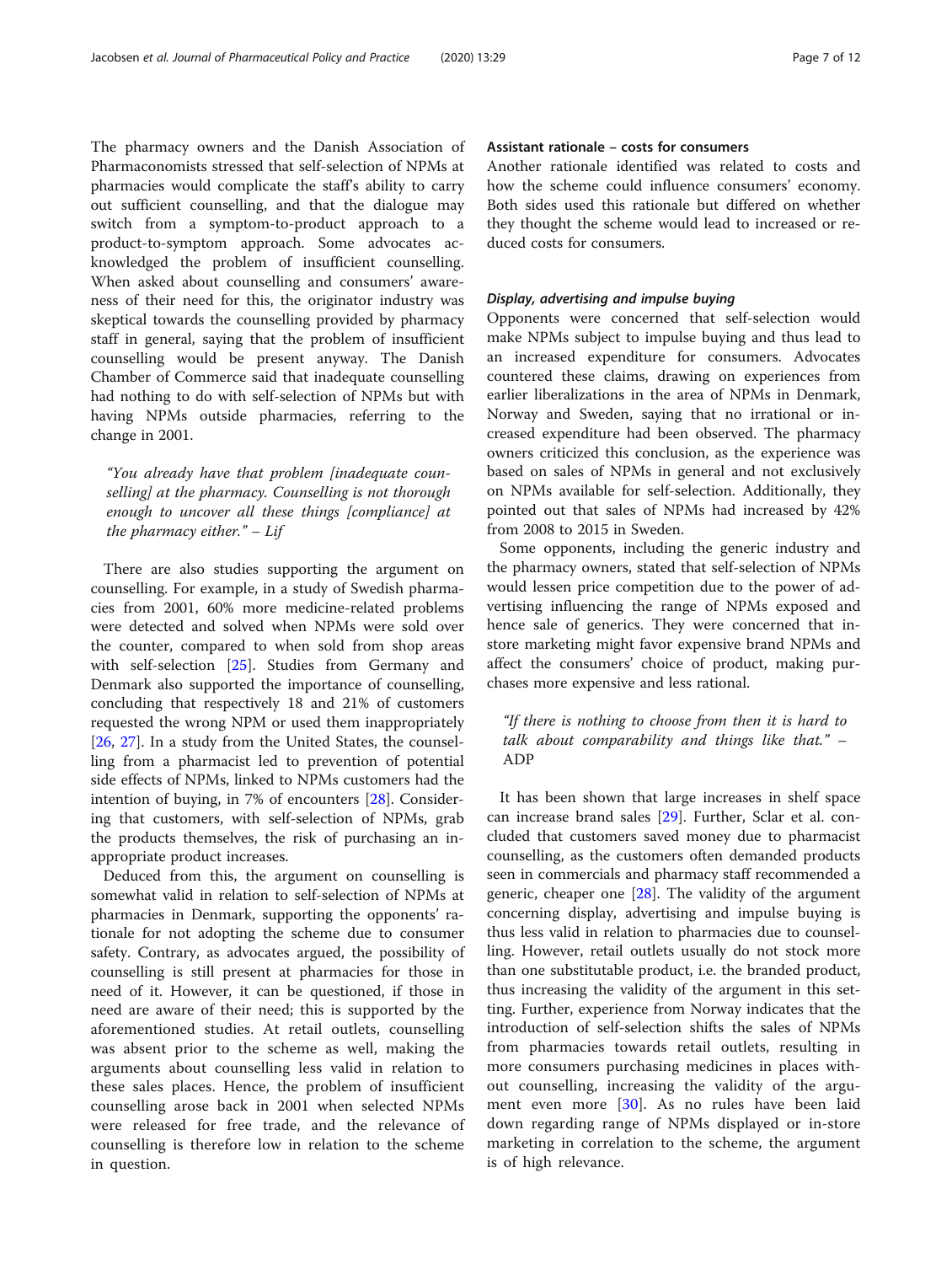The pharmacy owners and the Danish Association of Pharmaconomists stressed that self-selection of NPMs at pharmacies would complicate the staff's ability to carry out sufficient counselling, and that the dialogue may switch from a symptom-to-product approach to a product-to-symptom approach. Some advocates acknowledged the problem of insufficient counselling. When asked about counselling and consumers' awareness of their need for this, the originator industry was skeptical towards the counselling provided by pharmacy staff in general, saying that the problem of insufficient counselling would be present anyway. The Danish Chamber of Commerce said that inadequate counselling had nothing to do with self-selection of NPMs but with having NPMs outside pharmacies, referring to the change in 2001.

> *"You already have that problem [inadequate counselling] at the pharmacy. Counselling is not thorough enough to uncover all these things [compliance] at the pharmacy either."* – *Lif*

There are also studies supporting the argument on counselling. For example, in a study of Swedish pharmacies from 2001, 60% more medicine-related problems were detected and solved when NPMs were sold over the counter, compared to when sold from shop areas with self-selection [25]. Studies from Germany and Denmark also supported the importance of counselling, concluding that respectively 18 and 21% of customers requested the wrong NPM or used them inappropriately [26, 27]. In a study from the United States, the counselling from a pharmacist led to prevention of potential side effects of NPMs, linked to NPMs customers had the intention of buying, in 7% of encounters [28]. Considering that customers, with self-selection of NPMs, grab the products themselves, the risk of purchasing an inappropriate product increases.

Deduced from this, the argument on counselling is somewhat valid in relation to self-selection of NPMs at pharmacies in Denmark, supporting the opponents' rationale for not adopting the scheme due to consumer safety. Contrary, as advocates argued, the possibility of counselling is still present at pharmacies for those in need of it. However, it can be questioned, if those in need are aware of their need; this is supported by the aforementioned studies. At retail outlets, counselling was absent prior to the scheme as well, making the arguments about counselling less valid in relation to these sales places. Hence, the problem of insufficient counselling arose back in 2001 when selected NPMs were released for free trade, and the relevance of counselling is therefore low in relation to the scheme in question.

### Assistant rationale – costs for consumers

Another rationale identified was related to costs and how the scheme could influence consumers' economy. Both sides used this rationale but differed on whether they thought the scheme would lead to increased or reduced costs for consumers.

#### *Display, advertising and impulse buying*

Opponents were concerned that self-selection would make NPMs subject to impulse buying and thus lead to an increased expenditure for consumers. Advocates countered these claims, drawing on experiences from earlier liberalizations in the area of NPMs in Denmark, Norway and Sweden, saying that no irrational or increased expenditure had been observed. The pharmacy owners criticized this conclusion, as the experience was based on sales of NPMs in general and not exclusively on NPMs available for self-selection. Additionally, they pointed out that sales of NPMs had increased by 42% from 2008 to 2015 in Sweden.

Some opponents, including the generic industry and the pharmacy owners, stated that self-selection of NPMs would lessen price competition due to the power of advertising influencing the range of NPMs exposed and hence sale of generics. They were concerned that in-store marketing might favor expensive brand NPMs and affect the consumers' choice of product, making purchases more expensive and less rational.

> *"If there is nothing to choose from then it is hard to talk about comparability and things like that."* – ADP

It has been shown that large increases in shelf space can increase brand sales [29]. Further, Sclar et al. concluded that customers saved money due to pharmacist counselling, as the customers often demanded products seen in commercials and pharmacy staff recommended a generic, cheaper one [28]. The validity of the argument concerning display, advertising and impulse buying is thus less valid in relation to pharmacies due to counselling. However, retail outlets usually do not stock more than one substitutable product, i.e. the branded product, thus increasing the validity of the argument in this setting. Further, experience from Norway indicates that the introduction of self-selection shifts the sales of NPMs from pharmacies towards retail outlets, resulting in more consumers purchasing medicines in places without counselling, increasing the validity of the argument even more [30]. As no rules have been laid down regarding range of NPMs displayed or in-store marketing in correlation to the scheme, the argument is of high relevance.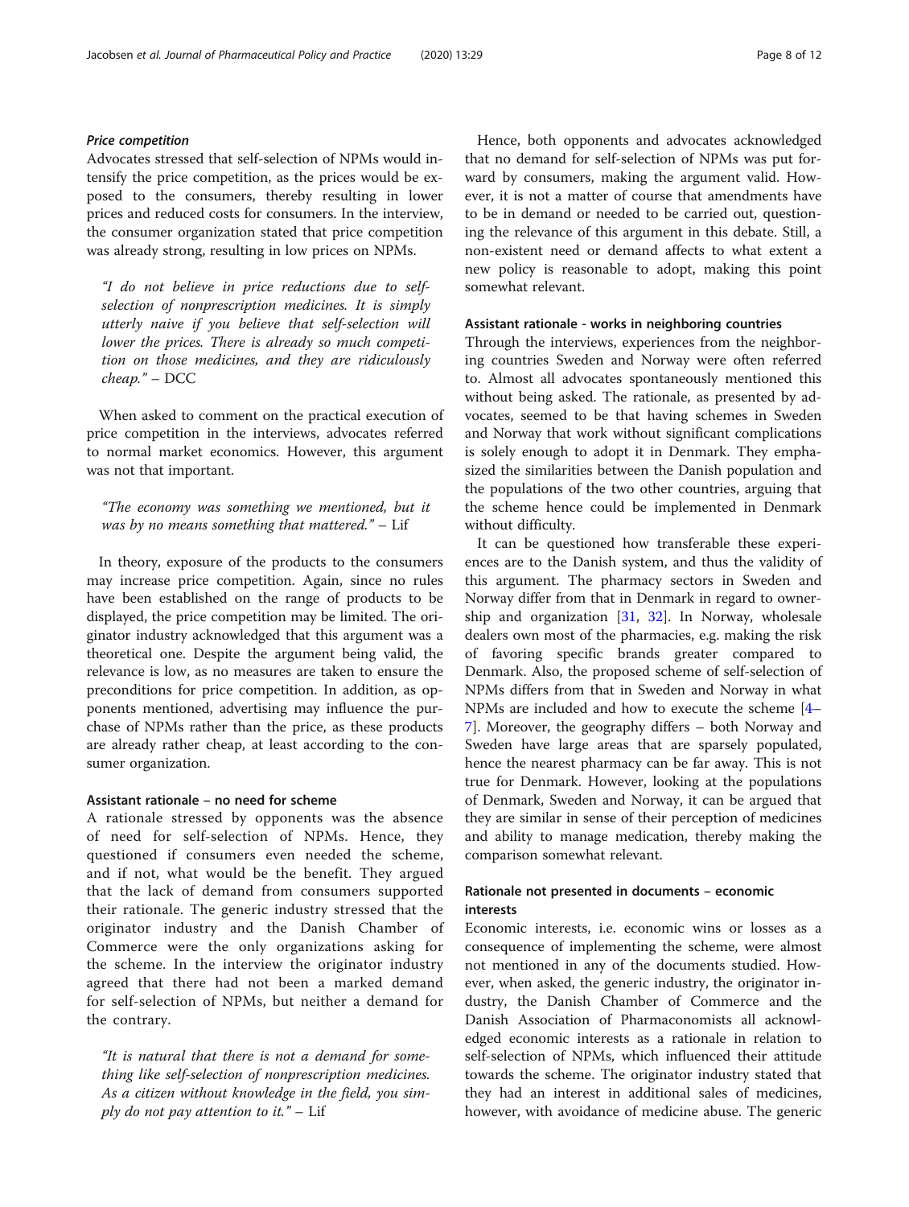### *Price competition*

Advocates stressed that self-selection of NPMs would intensify the price competition, as the prices would be exposed to the consumers, thereby resulting in lower prices and reduced costs for consumers. In the interview, the consumer organization stated that price competition was already strong, resulting in low prices on NPMs.

> *"I do not believe in price reductions due to self-selection of nonprescription medicines. It is simply utterly naive if you believe that self-selection will lower the prices. There is already so much competition on those medicines, and they are ridiculously cheap."* – DCC

When asked to comment on the practical execution of price competition in the interviews, advocates referred to normal market economics. However, this argument was not that important.

> *"The economy was something we mentioned, but it was by no means something that mattered."* – Lif

In theory, exposure of the products to the consumers may increase price competition. Again, since no rules have been established on the range of products to be displayed, the price competition may be limited. The originator industry acknowledged that this argument was a theoretical one. Despite the argument being valid, the relevance is low, as no measures are taken to ensure the preconditions for price competition. In addition, as opponents mentioned, advertising may influence the purchase of NPMs rather than the price, as these products are already rather cheap, at least according to the consumer organization.

### Assistant rationale – no need for scheme

A rationale stressed by opponents was the absence of need for self-selection of NPMs. Hence, they questioned if consumers even needed the scheme, and if not, what would be the benefit. They argued that the lack of demand from consumers supported their rationale. The generic industry stressed that the originator industry and the Danish Chamber of Commerce were the only organizations asking for the scheme. In the interview the originator industry agreed that there had not been a marked demand for self-selection of NPMs, but neither a demand for the contrary.

> *"It is natural that there is not a demand for something like self-selection of nonprescription medicines. As a citizen without knowledge in the field, you simply do not pay attention to it."* – Lif

Hence, both opponents and advocates acknowledged that no demand for self-selection of NPMs was put forward by consumers, making the argument valid. However, it is not a matter of course that amendments have to be in demand or needed to be carried out, questioning the relevance of this argument in this debate. Still, a non-existent need or demand affects to what extent a new policy is reasonable to adopt, making this point somewhat relevant.

### Assistant rationale - works in neighboring countries

Through the interviews, experiences from the neighboring countries Sweden and Norway were often referred to. Almost all advocates spontaneously mentioned this without being asked. The rationale, as presented by advocates, seemed to be that having schemes in Sweden and Norway that work without significant complications is solely enough to adopt it in Denmark. They emphasized the similarities between the Danish population and the populations of the two other countries, arguing that the scheme hence could be implemented in Denmark without difficulty.

It can be questioned how transferable these experiences are to the Danish system, and thus the validity of this argument. The pharmacy sectors in Sweden and Norway differ from that in Denmark in regard to ownership and organization [31, 32]. In Norway, wholesale dealers own most of the pharmacies, e.g. making the risk of favoring specific brands greater compared to Denmark. Also, the proposed scheme of self-selection of NPMs differs from that in Sweden and Norway in what NPMs are included and how to execute the scheme [4–7]. Moreover, the geography differs – both Norway and Sweden have large areas that are sparsely populated, hence the nearest pharmacy can be far away. This is not true for Denmark. However, looking at the populations of Denmark, Sweden and Norway, it can be argued that they are similar in sense of their perception of medicines and ability to manage medication, thereby making the comparison somewhat relevant.

## Rationale not presented in documents – economic interests

Economic interests, i.e. economic wins or losses as a consequence of implementing the scheme, were almost not mentioned in any of the documents studied. However, when asked, the generic industry, the originator industry, the Danish Chamber of Commerce and the Danish Association of Pharmaconomists all acknowledged economic interests as a rationale in relation to self-selection of NPMs, which influenced their attitude towards the scheme. The originator industry stated that they had an interest in additional sales of medicines, however, with avoidance of medicine abuse. The generic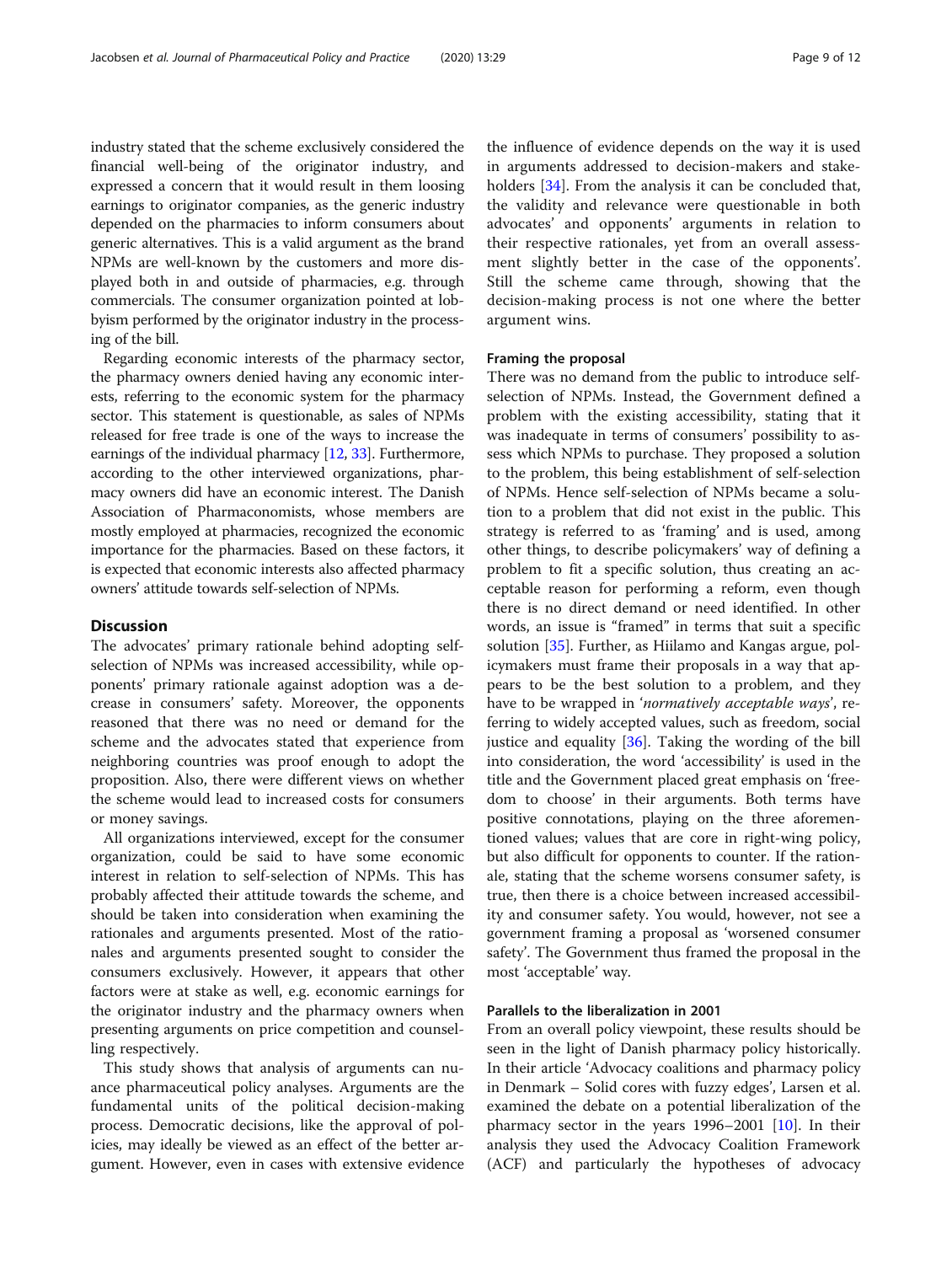industry stated that the scheme exclusively considered the financial well-being of the originator industry, and expressed a concern that it would result in them loosing earnings to originator companies, as the generic industry depended on the pharmacies to inform consumers about generic alternatives. This is a valid argument as the brand NPMs are well-known by the customers and more displayed both in and outside of pharmacies, e.g. through commercials. The consumer organization pointed at lobbyism performed by the originator industry in the processing of the bill.

Regarding economic interests of the pharmacy sector, the pharmacy owners denied having any economic interests, referring to the economic system for the pharmacy sector. This statement is questionable, as sales of NPMs released for free trade is one of the ways to increase the earnings of the individual pharmacy [12, 33]. Furthermore, according to the other interviewed organizations, pharmacy owners did have an economic interest. The Danish Association of Pharmaconomists, whose members are mostly employed at pharmacies, recognized the economic importance for the pharmacies. Based on these factors, it is expected that economic interests also affected pharmacy owners' attitude towards self-selection of NPMs.

## Discussion

The advocates' primary rationale behind adopting self-selection of NPMs was increased accessibility, while opponents' primary rationale against adoption was a decrease in consumers' safety. Moreover, the opponents reasoned that there was no need or demand for the scheme and the advocates stated that experience from neighboring countries was proof enough to adopt the proposition. Also, there were different views on whether the scheme would lead to increased costs for consumers or money savings.

All organizations interviewed, except for the consumer organization, could be said to have some economic interest in relation to self-selection of NPMs. This has probably affected their attitude towards the scheme, and should be taken into consideration when examining the rationales and arguments presented. Most of the rationales and arguments presented sought to consider the consumers exclusively. However, it appears that other factors were at stake as well, e.g. economic earnings for the originator industry and the pharmacy owners when presenting arguments on price competition and counselling respectively.

This study shows that analysis of arguments can nuance pharmaceutical policy analyses. Arguments are the fundamental units of the political decision-making process. Democratic decisions, like the approval of policies, may ideally be viewed as an effect of the better argument. However, even in cases with extensive evidence the influence of evidence depends on the way it is used in arguments addressed to decision-makers and stakeholders [34]. From the analysis it can be concluded that, the validity and relevance were questionable in both advocates' and opponents' arguments in relation to their respective rationales, yet from an overall assessment slightly better in the case of the opponents'. Still the scheme came through, showing that the decision-making process is not one where the better argument wins.

### Framing the proposal

There was no demand from the public to introduce self-selection of NPMs. Instead, the Government defined a problem with the existing accessibility, stating that it was inadequate in terms of consumers' possibility to assess which NPMs to purchase. They proposed a solution to the problem, this being establishment of self-selection of NPMs. Hence self-selection of NPMs became a solution to a problem that did not exist in the public. This strategy is referred to as 'framing' and is used, among other things, to describe policymakers' way of defining a problem to fit a specific solution, thus creating an acceptable reason for performing a reform, even though there is no direct demand or need identified. In other words, an issue is "framed" in terms that suit a specific solution [35]. Further, as Hiilamo and Kangas argue, policymakers must frame their proposals in a way that appears to be the best solution to a problem, and they have to be wrapped in '*normatively acceptable ways*', referring to widely accepted values, such as freedom, social justice and equality [36]. Taking the wording of the bill into consideration, the word 'accessibility' is used in the title and the Government placed great emphasis on 'freedom to choose' in their arguments. Both terms have positive connotations, playing on the three aforementioned values; values that are core in right-wing policy, but also difficult for opponents to counter. If the rationale, stating that the scheme worsens consumer safety, is true, then there is a choice between increased accessibility and consumer safety. You would, however, not see a government framing a proposal as 'worsened consumer safety'. The Government thus framed the proposal in the most 'acceptable' way.

### Parallels to the liberalization in 2001

From an overall policy viewpoint, these results should be seen in the light of Danish pharmacy policy historically. In their article 'Advocacy coalitions and pharmacy policy in Denmark – Solid cores with fuzzy edges', Larsen et al. examined the debate on a potential liberalization of the pharmacy sector in the years 1996–2001 [10]. In their analysis they used the Advocacy Coalition Framework (ACF) and particularly the hypotheses of advocacy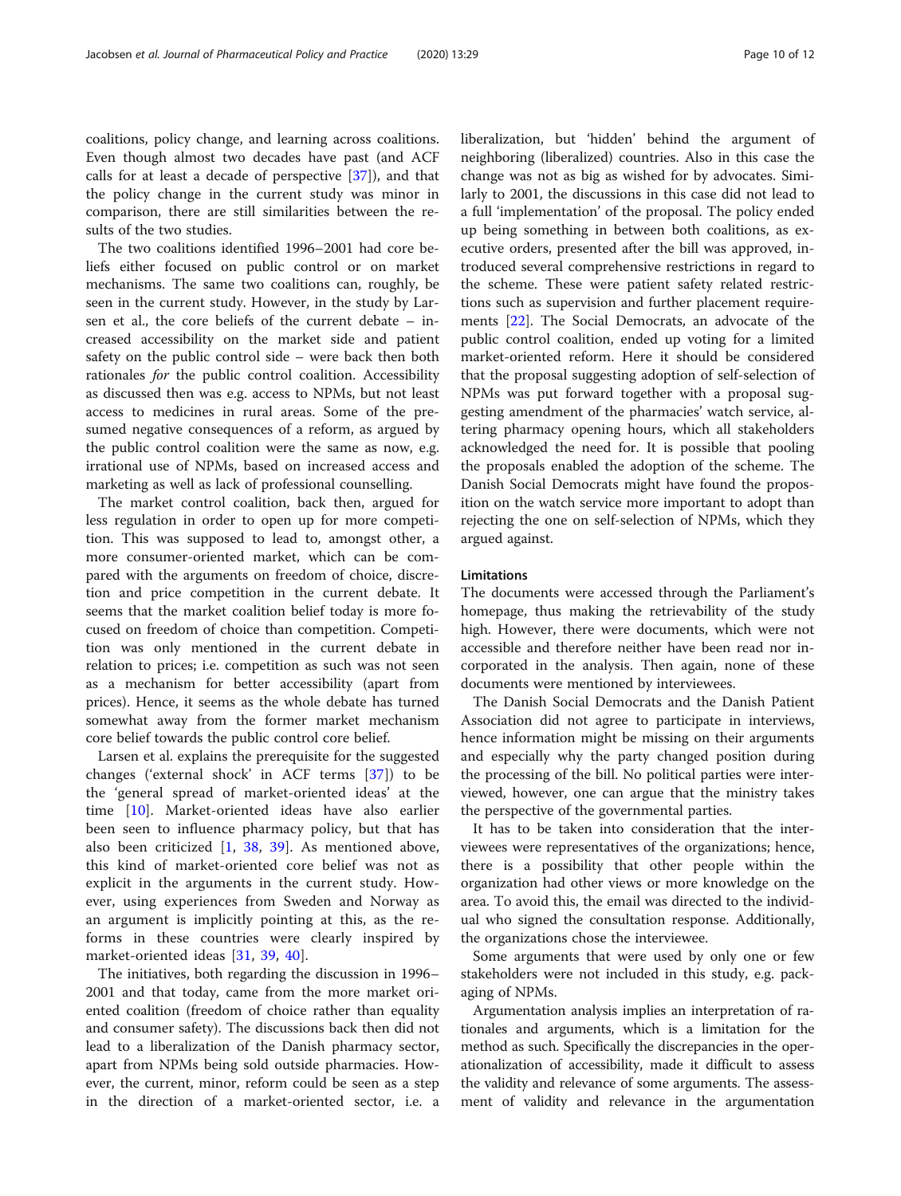coalitions, policy change, and learning across coalitions. Even though almost two decades have past (and ACF calls for at least a decade of perspective [37]), and that the policy change in the current study was minor in comparison, there are still similarities between the results of the two studies.

The two coalitions identified 1996–2001 had core beliefs either focused on public control or on market mechanisms. The same two coalitions can, roughly, be seen in the current study. However, in the study by Larsen et al., the core beliefs of the current debate – increased accessibility on the market side and patient safety on the public control side – were back then both rationales *for* the public control coalition. Accessibility as discussed then was e.g. access to NPMs, but not least access to medicines in rural areas. Some of the presumed negative consequences of a reform, as argued by the public control coalition were the same as now, e.g. irrational use of NPMs, based on increased access and marketing as well as lack of professional counselling.

The market control coalition, back then, argued for less regulation in order to open up for more competition. This was supposed to lead to, amongst other, a more consumer-oriented market, which can be compared with the arguments on freedom of choice, discretion and price competition in the current debate. It seems that the market coalition belief today is more focused on freedom of choice than competition. Competition was only mentioned in the current debate in relation to prices; i.e. competition as such was not seen as a mechanism for better accessibility (apart from prices). Hence, it seems as the whole debate has turned somewhat away from the former market mechanism core belief towards the public control core belief.

Larsen et al. explains the prerequisite for the suggested changes ('external shock' in ACF terms [37]) to be the 'general spread of market-oriented ideas' at the time [10]. Market-oriented ideas have also earlier been seen to influence pharmacy policy, but that has also been criticized [1, 38, 39]. As mentioned above, this kind of market-oriented core belief was not as explicit in the arguments in the current study. However, using experiences from Sweden and Norway as an argument is implicitly pointing at this, as the reforms in these countries were clearly inspired by market-oriented ideas [31, 39, 40].

The initiatives, both regarding the discussion in 1996–2001 and that today, came from the more market oriented coalition (freedom of choice rather than equality and consumer safety). The discussions back then did not lead to a liberalization of the Danish pharmacy sector, apart from NPMs being sold outside pharmacies. However, the current, minor, reform could be seen as a step in the direction of a market-oriented sector, i.e. a liberalization, but 'hidden' behind the argument of neighboring (liberalized) countries. Also in this case the change was not as big as wished for by advocates. Similarly to 2001, the discussions in this case did not lead to a full 'implementation' of the proposal. The policy ended up being something in between both coalitions, as executive orders, presented after the bill was approved, introduced several comprehensive restrictions in regard to the scheme. These were patient safety related restrictions such as supervision and further placement requirements [22]. The Social Democrats, an advocate of the public control coalition, ended up voting for a limited market-oriented reform. Here it should be considered that the proposal suggesting adoption of self-selection of NPMs was put forward together with a proposal suggesting amendment of the pharmacies' watch service, altering pharmacy opening hours, which all stakeholders acknowledged the need for. It is possible that pooling the proposals enabled the adoption of the scheme. The Danish Social Democrats might have found the proposition on the watch service more important to adopt than rejecting the one on self-selection of NPMs, which they argued against.

## Limitations

The documents were accessed through the Parliament's homepage, thus making the retrievability of the study high. However, there were documents, which were not accessible and therefore neither have been read nor incorporated in the analysis. Then again, none of these documents were mentioned by interviewees.

The Danish Social Democrats and the Danish Patient Association did not agree to participate in interviews, hence information might be missing on their arguments and especially why the party changed position during the processing of the bill. No political parties were interviewed, however, one can argue that the ministry takes the perspective of the governmental parties.

It has to be taken into consideration that the interviewees were representatives of the organizations; hence, there is a possibility that other people within the organization had other views or more knowledge on the area. To avoid this, the email was directed to the individual who signed the consultation response. Additionally, the organizations chose the interviewee.

Some arguments that were used by only one or few stakeholders were not included in this study, e.g. packaging of NPMs.

Argumentation analysis implies an interpretation of rationales and arguments, which is a limitation for the method as such. Specifically the discrepancies in the operationalization of accessibility, made it difficult to assess the validity and relevance of some arguments. The assessment of validity and relevance in the argumentation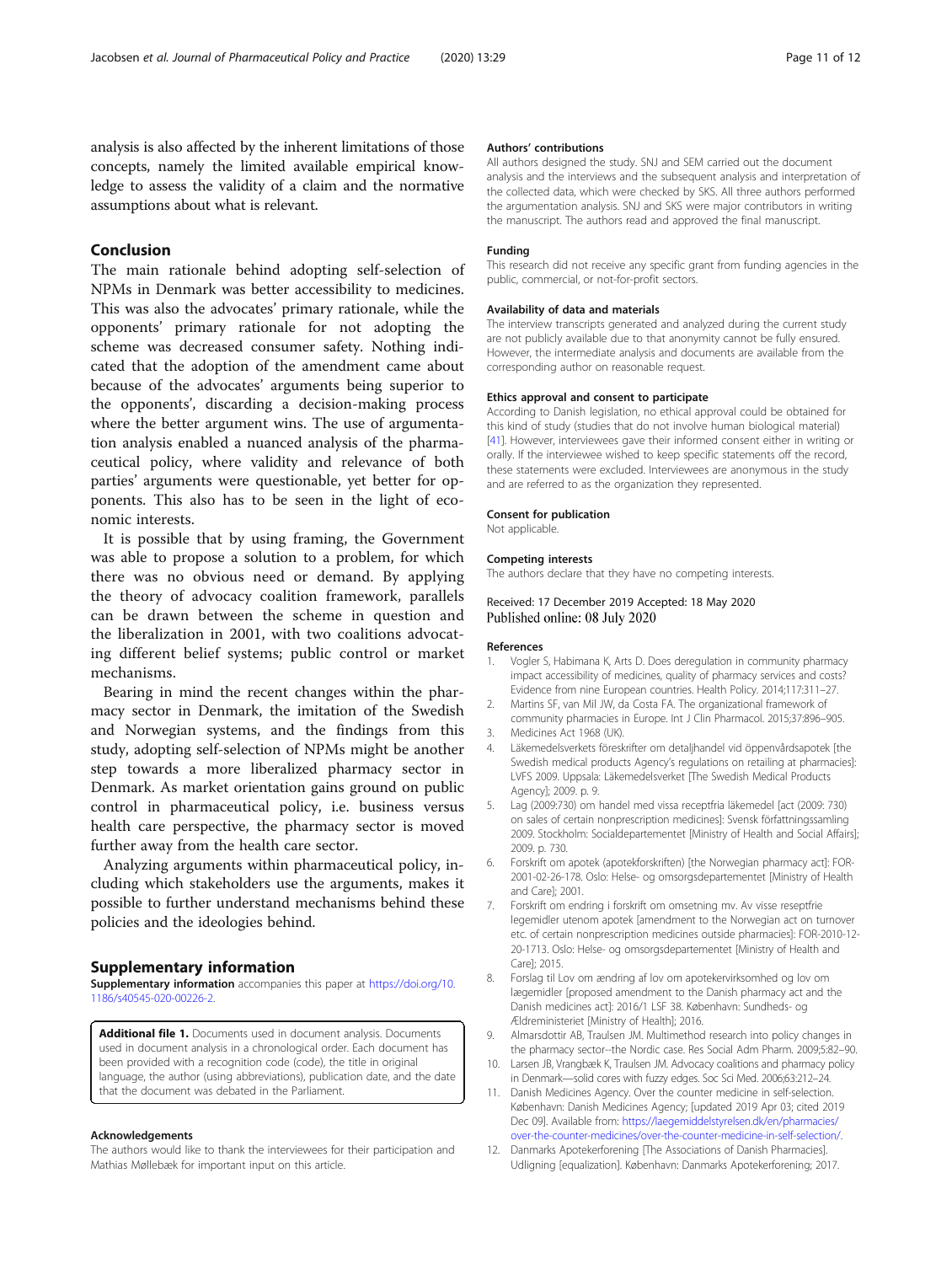analysis is also affected by the inherent limitations of those concepts, namely the limited available empirical knowledge to assess the validity of a claim and the normative assumptions about what is relevant.

## Conclusion

The main rationale behind adopting self-selection of NPMs in Denmark was better accessibility to medicines. This was also the advocates' primary rationale, while the opponents' primary rationale for not adopting the scheme was decreased consumer safety. Nothing indicated that the adoption of the amendment came about because of the advocates' arguments being superior to the opponents', discarding a decision-making process where the better argument wins. The use of argumentation analysis enabled a nuanced analysis of the pharmaceutical policy, where validity and relevance of both parties' arguments were questionable, yet better for opponents. This also has to be seen in the light of economic interests.

It is possible that by using framing, the Government was able to propose a solution to a problem, for which there was no obvious need or demand. By applying the theory of advocacy coalition framework, parallels can be drawn between the scheme in question and the liberalization in 2001, with two coalitions advocating different belief systems; public control or market mechanisms.

Bearing in mind the recent changes within the pharmacy sector in Denmark, the imitation of the Swedish and Norwegian systems, and the findings from this study, adopting self-selection of NPMs might be another step towards a more liberalized pharmacy sector in Denmark. As market orientation gains ground on public control in pharmaceutical policy, i.e. business versus health care perspective, the pharmacy sector is moved further away from the health care sector.

Analyzing arguments within pharmaceutical policy, including which stakeholders use the arguments, makes it possible to further understand mechanisms behind these policies and the ideologies behind.

## Supplementary information

**Supplementary information** accompanies this paper at https://doi.org/10.1186/s40545-020-00226-2.

**Additional file 1.** Documents used in document analysis. Documents used in document analysis in a chronological order. Each document has been provided with a recognition code (code), the title in original language, the author (using abbreviations), publication date, and the date that the document was debated in the Parliament.

#### Acknowledgements

The authors would like to thank the interviewees for their participation and Mathias Møllebæk for important input on this article.

#### Authors' contributions

All authors designed the study. SNJ and SEM carried out the document analysis and the interviews and the subsequent analysis and interpretation of the collected data, which were checked by SKS. All three authors performed the argumentation analysis. SNJ and SKS were major contributors in writing the manuscript. The authors read and approved the final manuscript.

#### Funding

This research did not receive any specific grant from funding agencies in the public, commercial, or not-for-profit sectors.

#### Availability of data and materials

The interview transcripts generated and analyzed during the current study are not publicly available due to that anonymity cannot be fully ensured. However, the intermediate analysis and documents are available from the corresponding author on reasonable request.

#### Ethics approval and consent to participate

According to Danish legislation, no ethical approval could be obtained for this kind of study (studies that do not involve human biological material) [41]. However, interviewees gave their informed consent either in writing or orally. If the interviewee wished to keep specific statements off the record, these statements were excluded. Interviewees are anonymous in the study and are referred to as the organization they represented.

#### Consent for publication

Not applicable.

#### Competing interests

The authors declare that they have no competing interests.

Received: 17 December 2019 Accepted: 18 May 2020
Published online: 08 July 2020

#### References

1. Vogler S, Habimana K, Arts D. Does deregulation in community pharmacy impact accessibility of medicines, quality of pharmacy services and costs? Evidence from nine European countries. Health Policy. 2014;117:311–27.
2. Martins SF, van Mil JW, da Costa FA. The organizational framework of community pharmacies in Europe. Int J Clin Pharmacol. 2015;37:896–905.
3. Medicines Act 1968 (UK).
4. Läkemedelsverkets föreskrifter om detaljhandel vid öppenvårdsapotek [the Swedish medical products Agency's regulations on retailing at pharmacies]: LVFS 2009. Uppsala: Läkemedelsverket [The Swedish Medical Products Agency]; 2009. p. 9.
5. Lag (2009:730) om handel med vissa receptfria läkemedel [act (2009: 730) on sales of certain nonprescription medicines]: Svensk författningssamling 2009. Stockholm: Socialdepartementet [Ministry of Health and Social Affairs]; 2009. p. 730.
6. Forskrift om apotek (apotekforskriften) [the Norwegian pharmacy act]: FOR-2001-02-26-178. Oslo: Helse- og omsorgsdepartementet [Ministry of Health and Care]; 2001.
7. Forskrift om endring i forskrift om omsetning mv. Av visse reseptfrie legemidler utenom apotek [amendment to the Norwegian act on turnover etc. of certain nonprescription medicines outside pharmacies]: FOR-2010-12-20-1713. Oslo: Helse- og omsorgsdepartementet [Ministry of Health and Care]; 2015.
8. Forslag til Lov om ændring af lov om apotekervirksomhed og lov om lægemidler [proposed amendment to the Danish pharmacy act and the Danish medicines act]: 2016/1 LSF 38. København: Sundheds- og Ældreministeriet [Ministry of Health]; 2016.
9. Almarsdottir AB, Traulsen JM. Multimethod research into policy changes in the pharmacy sector--the Nordic case. Res Social Adm Pharm. 2009;5:82–90.
10. Larsen JB, Vrangbæk K, Traulsen JM. Advocacy coalitions and pharmacy policy in Denmark—solid cores with fuzzy edges. Soc Sci Med. 2006;63:212–24.
11. Danish Medicines Agency. Over the counter medicine in self-selection. København: Danish Medicines Agency; [updated 2019 Apr 03; cited 2019 Dec 09]. Available from: https://laegemiddelstyrelsen.dk/en/pharmacies/over-the-counter-medicines/over-the-counter-medicine-in-self-selection/.
12. Danmarks Apotekerforening [The Associations of Danish Pharmacies]. Udligning [equalization]. København: Danmarks Apotekerforening; 2017.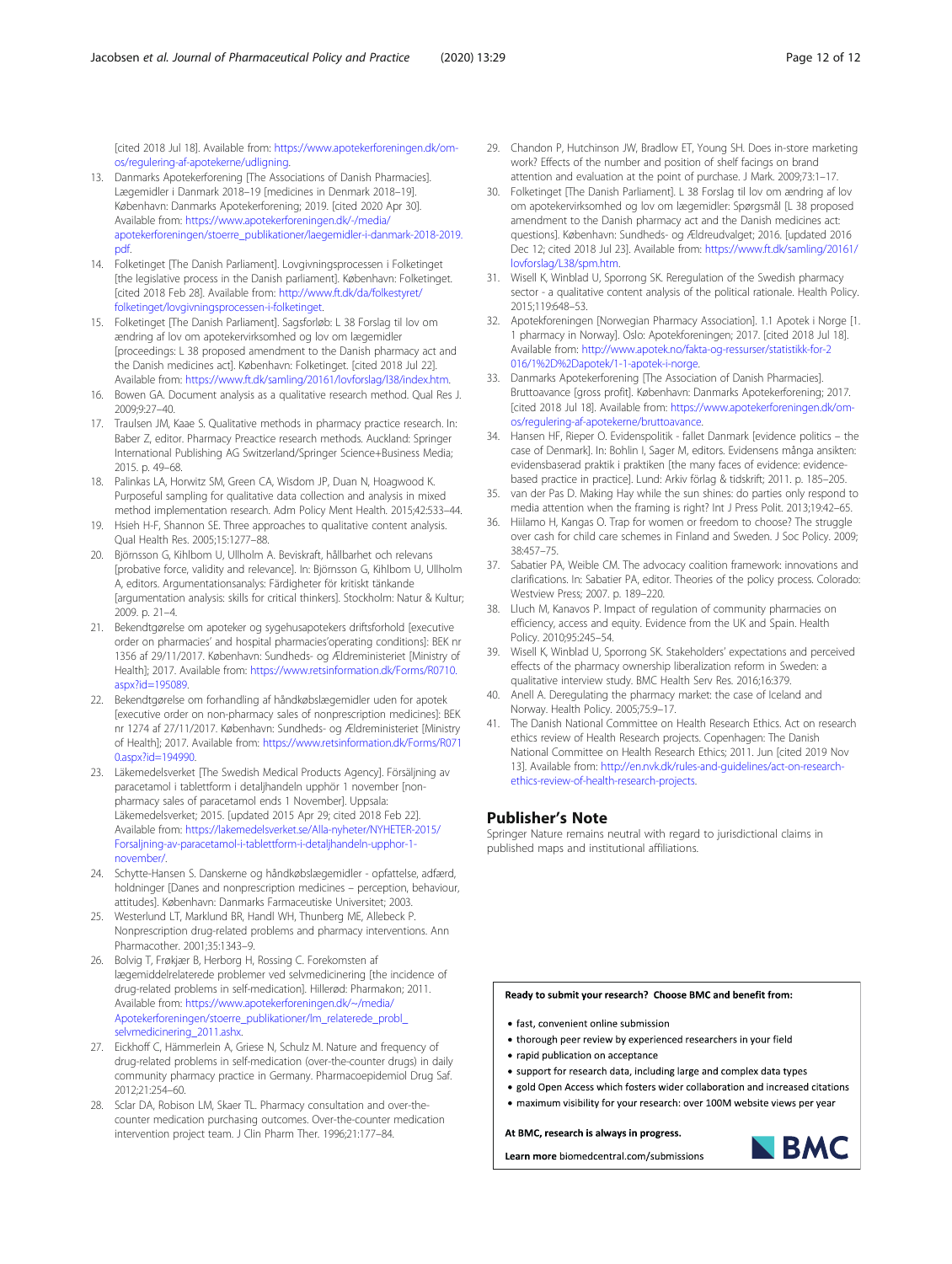[cited 2018 Jul 18]. Available from: https://www.apotekerforeningen.dk/om-os/regulering-af-apotekerne/udligning.

13. Danmarks Apotekerforening [The Associations of Danish Pharmacies]. Lægemidler i Danmark 2018–19 [medicines in Denmark 2018–19]. København: Danmarks Apotekerforening; 2019. [cited 2020 Apr 30]. Available from: https://www.apotekerforeningen.dk/-/media/apotekerforeningen/stoerre_publikationer/laegemidler-i-danmark-2018-2019.pdf.
14. Folketinget [The Danish Parliament]. Lovgivningsprocessen i Folketinget [the legislative process in the Danish parliament]. København: Folketinget. [cited 2018 Feb 28]. Available from: http://www.ft.dk/da/folkestyret/folketinget/lovgivningsprocessen-i-folketinget.
15. Folketinget [The Danish Parliament]. Sagsforløb: L 38 Forslag til lov om ændring af lov om apotekervirksomhed og lov om lægemidler [proceedings: L 38 proposed amendment to the Danish pharmacy act and the Danish medicines act]. København: Folketinget. [cited 2018 Jul 22]. Available from: https://www.ft.dk/samling/20161/lovforslag/l38/index.htm.
16. Bowen GA. Document analysis as a qualitative research method. Qual Res J. 2009;9:27–40.
17. Traulsen JM, Kaae S. Qualitative methods in pharmacy practice research. In: Baber Z, editor. Pharmacy Preactice research methods. Auckland: Springer International Publishing AG Switzerland/Springer Science+Business Media; 2015. p. 49–68.
18. Palinkas LA, Horwitz SM, Green CA, Wisdom JP, Duan N, Hoagwood K. Purposeful sampling for qualitative data collection and analysis in mixed method implementation research. Adm Policy Ment Health. 2015;42:533–44.
19. Hsieh H-F, Shannon SE. Three approaches to qualitative content analysis. Qual Health Res. 2005;15:1277–88.
20. Björnsson G, Kihlbom U, Ullholm A. Beviskraft, hållbarhet och relevans [probative force, validity and relevance]. In: Björnsson G, Kihlbom U, Ullholm A, editors. Argumentationsanalys: Färdigheter för kritiskt tänkande [argumentation analysis: skills for critical thinkers]. Stockholm: Natur & Kultur; 2009. p. 21–4.
21. Bekendtgørelse om apoteker og sygehusapotekers driftsforhold [executive order on pharmacies' and hospital pharmacies'operating conditions]: BEK nr 1356 af 29/11/2017. København: Sundheds- og Ældreministeriet [Ministry of Health]; 2017. Available from: https://www.retsinformation.dk/Forms/R0710.aspx?id=195089.
22. Bekendtgørelse om forhandling af håndkøbslægemidler uden for apotek [executive order on non-pharmacy sales of nonprescription medicines]: BEK nr 1274 af 27/11/2017. København: Sundheds- og Ældreministeriet [Ministry of Health]; 2017. Available from: https://www.retsinformation.dk/Forms/R0710.aspx?id=194990.
23. Läkemedelsverket [The Swedish Medical Products Agency]. Försäljning av paracetamol i tablettform i detaljhandeln upphör 1 november [non-pharmacy sales of paracetamol ends 1 November]. Uppsala: Läkemedelsverket; 2015. [updated 2015 Apr 29; cited 2018 Feb 22]. Available from: https://lakemedelsverket.se/Alla-nyheter/NYHETER-2015/Forsaljning-av-paracetamol-i-tablettform-i-detaljhandeln-upphor-1-november/.
24. Schytte-Hansen S. Danskerne og håndkøbslægemidler - opfattelse, adfærd, holdninger [Danes and nonprescription medicines – perception, behaviour, attitudes]. København: Danmarks Farmaceutiske Universitet; 2003.
25. Westerlund LT, Marklund BR, Handl WH, Thunberg ME, Allebeck P. Nonprescription drug-related problems and pharmacy interventions. Ann Pharmacother. 2001;35:1343–9.
26. Bolvig T, Frøkjær B, Herborg H, Rossing C. Forekomsten af lægemiddelrelaterede problemer ved selvmedicinering [the incidence of drug-related problems in self-medication]. Hillerød: Pharmakon; 2011. Available from: https://www.apotekerforeningen.dk/~/media/Apotekerforeningen/stoerre_publikationer/lm_relaterede_probl_selvmedicinering_2011.ashx.
27. Eickhoff C, Hämmerlein A, Griese N, Schulz M. Nature and frequency of drug-related problems in self-medication (over-the-counter drugs) in daily community pharmacy practice in Germany. Pharmacoepidemiol Drug Saf. 2012;21:254–60.
28. Sclar DA, Robison LM, Skaer TL. Pharmacy consultation and over-the-counter medication purchasing outcomes. Over-the-counter medication intervention project team. J Clin Pharm Ther. 1996;21:177–84.
29. Chandon P, Hutchinson JW, Bradlow ET, Young SH. Does in-store marketing work? Effects of the number and position of shelf facings on brand attention and evaluation at the point of purchase. J Mark. 2009;73:1–17.
30. Folketinget [The Danish Parliament]. L 38 Forslag til lov om ændring af lov om apotekervirksomhed og lov om lægemidler: Spørgsmål [L 38 proposed amendment to the Danish pharmacy act and the Danish medicines act: questions]. København: Sundheds- og Ældreudvalget; 2016. [updated 2016 Dec 12; cited 2018 Jul 23]. Available from: https://www.ft.dk/samling/20161/lovforslag/L38/spm.htm.
31. Wisell K, Winblad U, Sporrong SK. Reregulation of the Swedish pharmacy sector - a qualitative content analysis of the political rationale. Health Policy. 2015;119:648–53.
32. Apotekforeningen [Norwegian Pharmacy Association]. 1.1 Apotek i Norge [1.1 pharmacy in Norway]. Oslo: Apotekforeningen; 2017. [cited 2018 Jul 18]. Available from: http://www.apotek.no/fakta-og-ressurser/statistikk-for-2016/1%2D%2Dapotek/1-1-apotek-i-norge.
33. Danmarks Apotekerforening [The Association of Danish Pharmacies]. Bruttoavance [gross profit]. København: Danmarks Apotekerforening; 2017. [cited 2018 Jul 18]. Available from: https://www.apotekerforeningen.dk/om-os/regulering-af-apotekerne/bruttoavance.
34. Hansen HF, Rieper O. Evidenspolitik - fallet Danmark [evidence politics – the case of Denmark]. In: Bohlin I, Sager M, editors. Evidensens många ansikten: evidensbaserad praktik i praktiken [the many faces of evidence: evidence-based practice in practice]. Lund: Arkiv förlag & tidskrift; 2011. p. 185–205.
35. van der Pas D. Making Hay while the sun shines: do parties only respond to media attention when the framing is right? Int J Press Polit. 2013;19:42–65.
36. Hiilamo H, Kangas O. Trap for women or freedom to choose? The struggle over cash for child care schemes in Finland and Sweden. J Soc Policy. 2009;38:457–75.
37. Sabatier PA, Weible CM. The advocacy coalition framework: innovations and clarifications. In: Sabatier PA, editor. Theories of the policy process. Colorado: Westview Press; 2007. p. 189–220.
38. Lluch M, Kanavos P. Impact of regulation of community pharmacies on efficiency, access and equity. Evidence from the UK and Spain. Health Policy. 2010;95:245–54.
39. Wisell K, Winblad U, Sporrong SK. Stakeholders' expectations and perceived effects of the pharmacy ownership liberalization reform in Sweden: a qualitative interview study. BMC Health Serv Res. 2016;16:379.
40. Anell A. Deregulating the pharmacy market: the case of Iceland and Norway. Health Policy. 2005;75:9–17.
41. The Danish National Committee on Health Research Ethics. Act on research ethics review of Health Research projects. Copenhagen: The Danish National Committee on Health Research Ethics; 2011. Jun [cited 2019 Nov 13]. Available from: http://en.nvk.dk/rules-and-guidelines/act-on-research-ethics-review-of-health-research-projects.

## Publisher's Note

Springer Nature remains neutral with regard to jurisdictional claims in published maps and institutional affiliations.

**Ready to submit your research? Choose BMC and benefit from:**

- fast, convenient online submission
- thorough peer review by experienced researchers in your field
- rapid publication on acceptance
- support for research data, including large and complex data types
- gold Open Access which fosters wider collaboration and increased citations
- maximum visibility for your research: over 100M website views per year

**At BMC, research is always in progress.**

**Learn more** biomedcentral.com/submissions

BMC